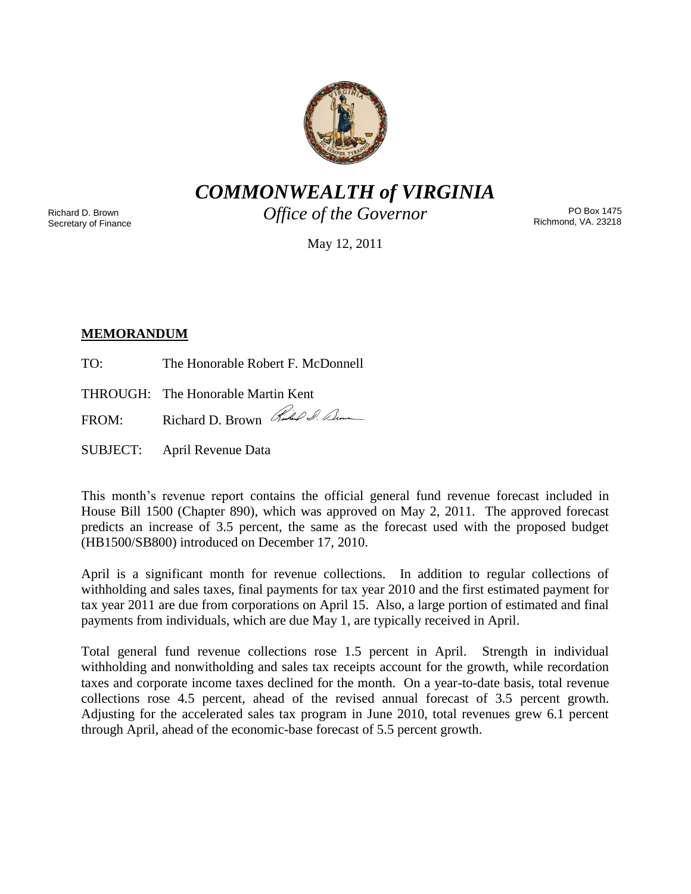# *COMMONWEALTH of VIRGINIA*

*Office of the Governor*

Richard D. Brown
Secretary of Finance

PO Box 1475
Richmond, VA. 23218

May 12, 2011

**MEMORANDUM**

TO: The Honorable Robert F. McDonnell

THROUGH: The Honorable Martin Kent

FROM: Richard D. Brown

SUBJECT: April Revenue Data

This month's revenue report contains the official general fund revenue forecast included in House Bill 1500 (Chapter 890), which was approved on May 2, 2011. The approved forecast predicts an increase of 3.5 percent, the same as the forecast used with the proposed budget (HB1500/SB800) introduced on December 17, 2010.

April is a significant month for revenue collections. In addition to regular collections of withholding and sales taxes, final payments for tax year 2010 and the first estimated payment for tax year 2011 are due from corporations on April 15. Also, a large portion of estimated and final payments from individuals, which are due May 1, are typically received in April.

Total general fund revenue collections rose 1.5 percent in April. Strength in individual withholding and nonwithholding and sales tax receipts account for the growth, while recordation taxes and corporate income taxes declined for the month. On a year-to-date basis, total revenue collections rose 4.5 percent, ahead of the revised annual forecast of 3.5 percent growth. Adjusting for the accelerated sales tax program in June 2010, total revenues grew 6.1 percent through April, ahead of the economic-base forecast of 5.5 percent growth.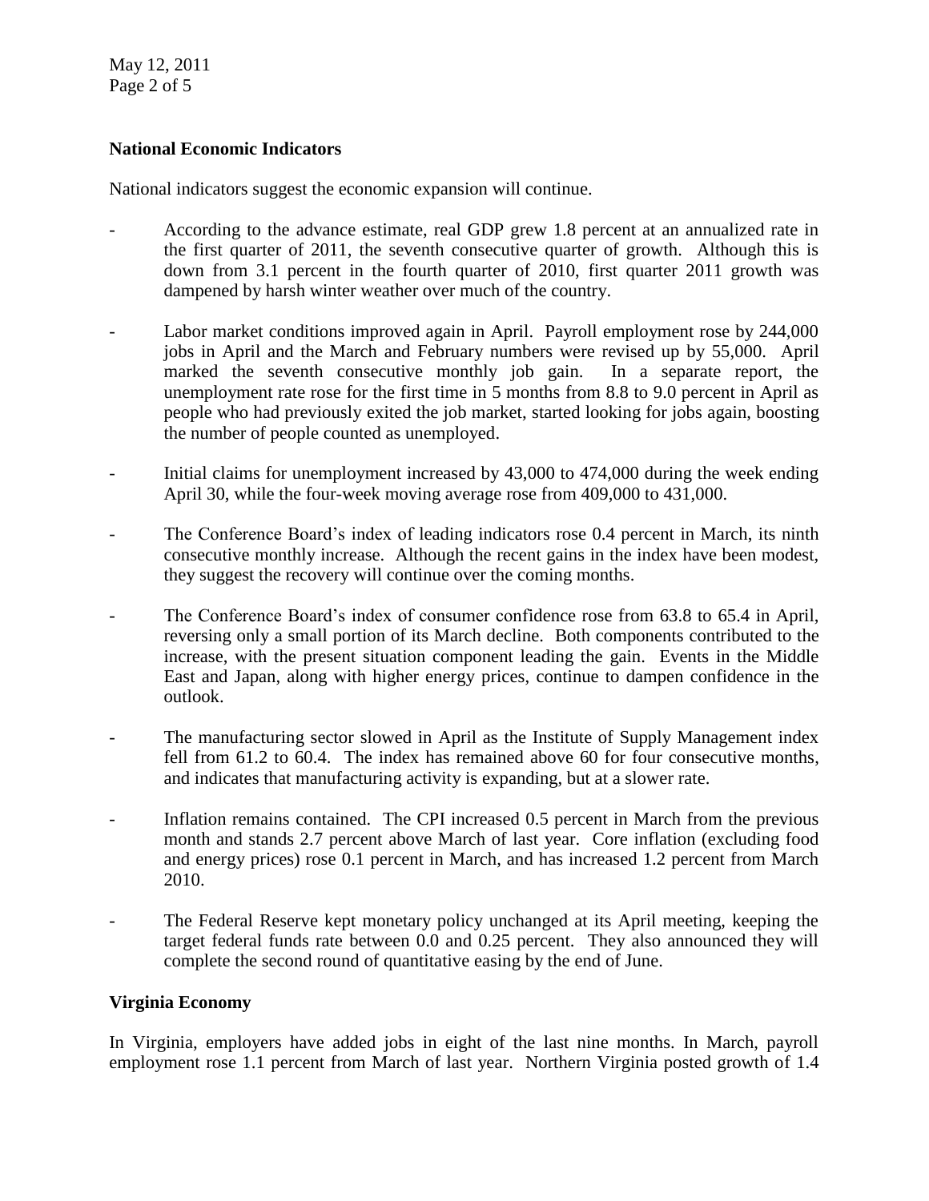**National Economic Indicators**

National indicators suggest the economic expansion will continue.

- According to the advance estimate, real GDP grew 1.8 percent at an annualized rate in the first quarter of 2011, the seventh consecutive quarter of growth. Although this is down from 3.1 percent in the fourth quarter of 2010, first quarter 2011 growth was dampened by harsh winter weather over much of the country.

- Labor market conditions improved again in April. Payroll employment rose by 244,000 jobs in April and the March and February numbers were revised up by 55,000. April marked the seventh consecutive monthly job gain. In a separate report, the unemployment rate rose for the first time in 5 months from 8.8 to 9.0 percent in April as people who had previously exited the job market, started looking for jobs again, boosting the number of people counted as unemployed.

- Initial claims for unemployment increased by 43,000 to 474,000 during the week ending April 30, while the four-week moving average rose from 409,000 to 431,000.

- The Conference Board's index of leading indicators rose 0.4 percent in March, its ninth consecutive monthly increase. Although the recent gains in the index have been modest, they suggest the recovery will continue over the coming months.

- The Conference Board's index of consumer confidence rose from 63.8 to 65.4 in April, reversing only a small portion of its March decline. Both components contributed to the increase, with the present situation component leading the gain. Events in the Middle East and Japan, along with higher energy prices, continue to dampen confidence in the outlook.

- The manufacturing sector slowed in April as the Institute of Supply Management index fell from 61.2 to 60.4. The index has remained above 60 for four consecutive months, and indicates that manufacturing activity is expanding, but at a slower rate.

- Inflation remains contained. The CPI increased 0.5 percent in March from the previous month and stands 2.7 percent above March of last year. Core inflation (excluding food and energy prices) rose 0.1 percent in March, and has increased 1.2 percent from March 2010.

- The Federal Reserve kept monetary policy unchanged at its April meeting, keeping the target federal funds rate between 0.0 and 0.25 percent. They also announced they will complete the second round of quantitative easing by the end of June.

**Virginia Economy**

In Virginia, employers have added jobs in eight of the last nine months. In March, payroll employment rose 1.1 percent from March of last year. Northern Virginia posted growth of 1.4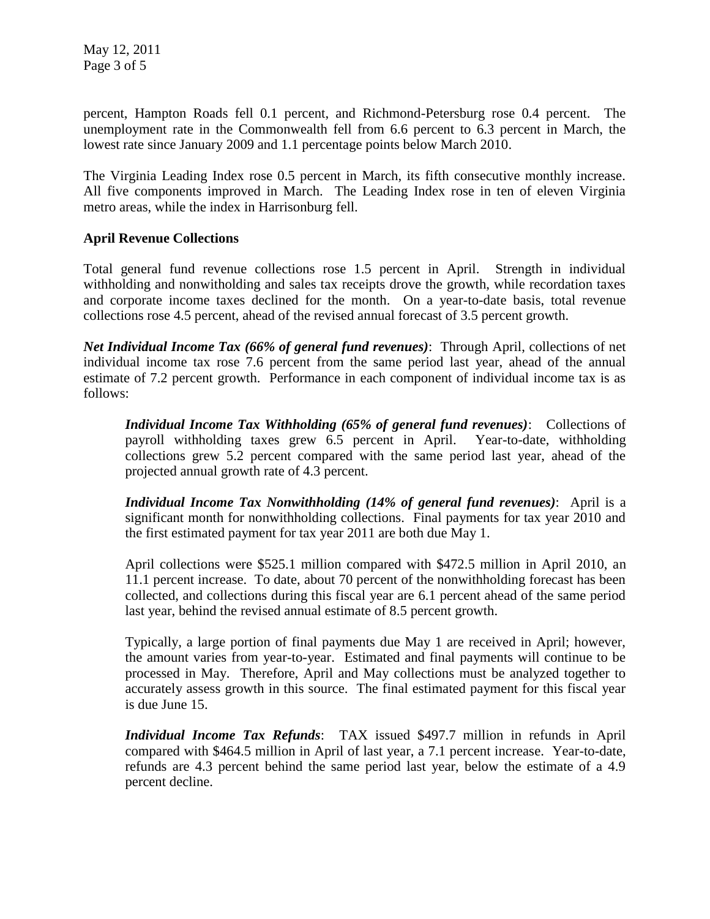percent, Hampton Roads fell 0.1 percent, and Richmond-Petersburg rose 0.4 percent. The unemployment rate in the Commonwealth fell from 6.6 percent to 6.3 percent in March, the lowest rate since January 2009 and 1.1 percentage points below March 2010.

The Virginia Leading Index rose 0.5 percent in March, its fifth consecutive monthly increase. All five components improved in March. The Leading Index rose in ten of eleven Virginia metro areas, while the index in Harrisonburg fell.

**April Revenue Collections**

Total general fund revenue collections rose 1.5 percent in April. Strength in individual withholding and nonwitholding and sales tax receipts drove the growth, while recordation taxes and corporate income taxes declined for the month. On a year-to-date basis, total revenue collections rose 4.5 percent, ahead of the revised annual forecast of 3.5 percent growth.

***Net Individual Income Tax (66% of general fund revenues)***: Through April, collections of net individual income tax rose 7.6 percent from the same period last year, ahead of the annual estimate of 7.2 percent growth. Performance in each component of individual income tax is as follows:

> ***Individual Income Tax Withholding (65% of general fund revenues)***: Collections of payroll withholding taxes grew 6.5 percent in April. Year-to-date, withholding collections grew 5.2 percent compared with the same period last year, ahead of the projected annual growth rate of 4.3 percent.
>
> ***Individual Income Tax Nonwithholding (14% of general fund revenues)***: April is a significant month for nonwithholding collections. Final payments for tax year 2010 and the first estimated payment for tax year 2011 are both due May 1.
>
> April collections were $525.1 million compared with $472.5 million in April 2010, an 11.1 percent increase. To date, about 70 percent of the nonwithholding forecast has been collected, and collections during this fiscal year are 6.1 percent ahead of the same period last year, behind the revised annual estimate of 8.5 percent growth.
>
> Typically, a large portion of final payments due May 1 are received in April; however, the amount varies from year-to-year. Estimated and final payments will continue to be processed in May. Therefore, April and May collections must be analyzed together to accurately assess growth in this source. The final estimated payment for this fiscal year is due June 15.
>
> ***Individual Income Tax Refunds***: TAX issued $497.7 million in refunds in April compared with $464.5 million in April of last year, a 7.1 percent increase. Year-to-date, refunds are 4.3 percent behind the same period last year, below the estimate of a 4.9 percent decline.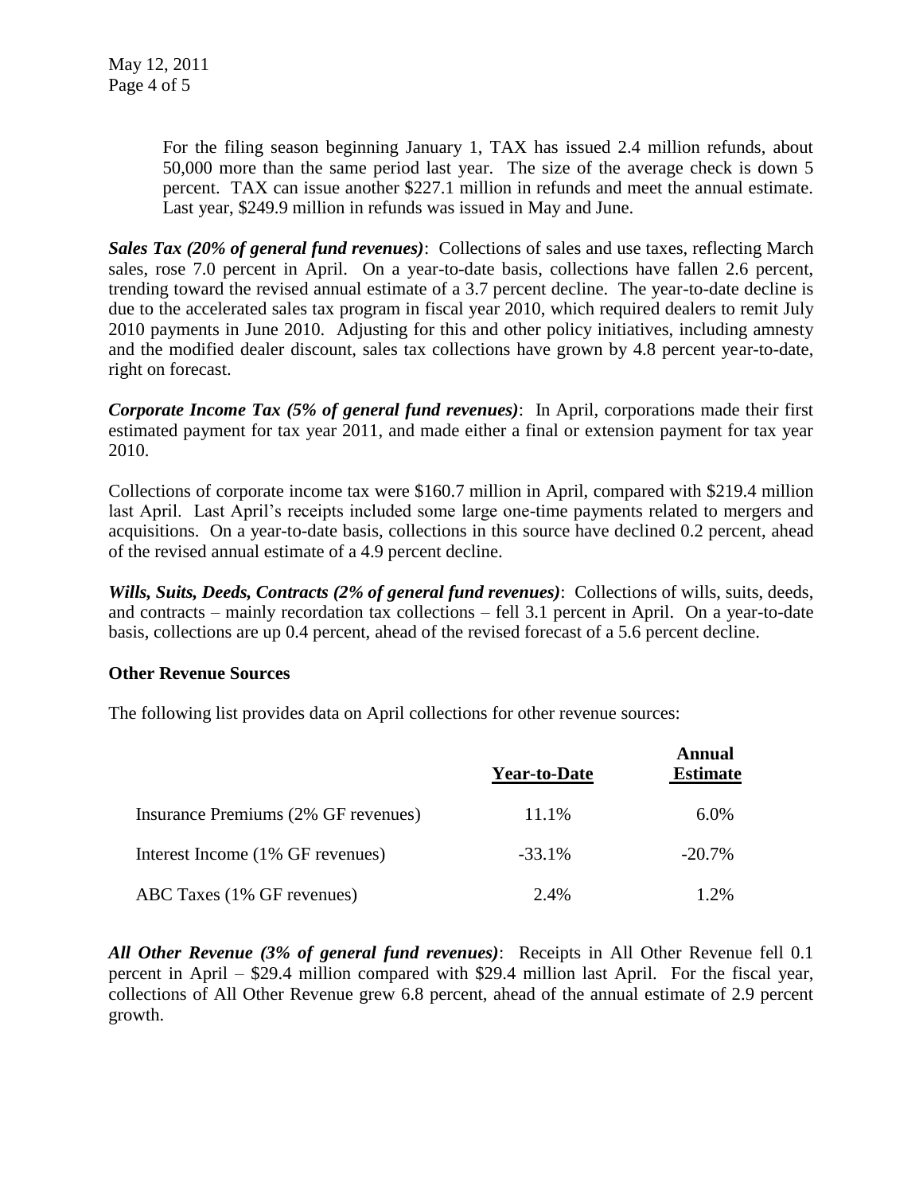For the filing season beginning January 1, TAX has issued 2.4 million refunds, about 50,000 more than the same period last year. The size of the average check is down 5 percent. TAX can issue another $227.1 million in refunds and meet the annual estimate. Last year, $249.9 million in refunds was issued in May and June.

***Sales Tax (20% of general fund revenues)***: Collections of sales and use taxes, reflecting March sales, rose 7.0 percent in April. On a year-to-date basis, collections have fallen 2.6 percent, trending toward the revised annual estimate of a 3.7 percent decline. The year-to-date decline is due to the accelerated sales tax program in fiscal year 2010, which required dealers to remit July 2010 payments in June 2010. Adjusting for this and other policy initiatives, including amnesty and the modified dealer discount, sales tax collections have grown by 4.8 percent year-to-date, right on forecast.

***Corporate Income Tax (5% of general fund revenues)***: In April, corporations made their first estimated payment for tax year 2011, and made either a final or extension payment for tax year 2010.

Collections of corporate income tax were $160.7 million in April, compared with $219.4 million last April. Last April's receipts included some large one-time payments related to mergers and acquisitions. On a year-to-date basis, collections in this source have declined 0.2 percent, ahead of the revised annual estimate of a 4.9 percent decline.

***Wills, Suits, Deeds, Contracts (2% of general fund revenues)***: Collections of wills, suits, deeds, and contracts – mainly recordation tax collections – fell 3.1 percent in April. On a year-to-date basis, collections are up 0.4 percent, ahead of the revised forecast of a 5.6 percent decline.

**Other Revenue Sources**

The following list provides data on April collections for other revenue sources:

| | Year-to-Date | Annual Estimate |
|---|---|---|
| Insurance Premiums (2% GF revenues) | 11.1% | 6.0% |
| Interest Income (1% GF revenues) | -33.1% | -20.7% |
| ABC Taxes (1% GF revenues) | 2.4% | 1.2% |

***All Other Revenue (3% of general fund revenues)***: Receipts in All Other Revenue fell 0.1 percent in April – $29.4 million compared with $29.4 million last April. For the fiscal year, collections of All Other Revenue grew 6.8 percent, ahead of the annual estimate of 2.9 percent growth.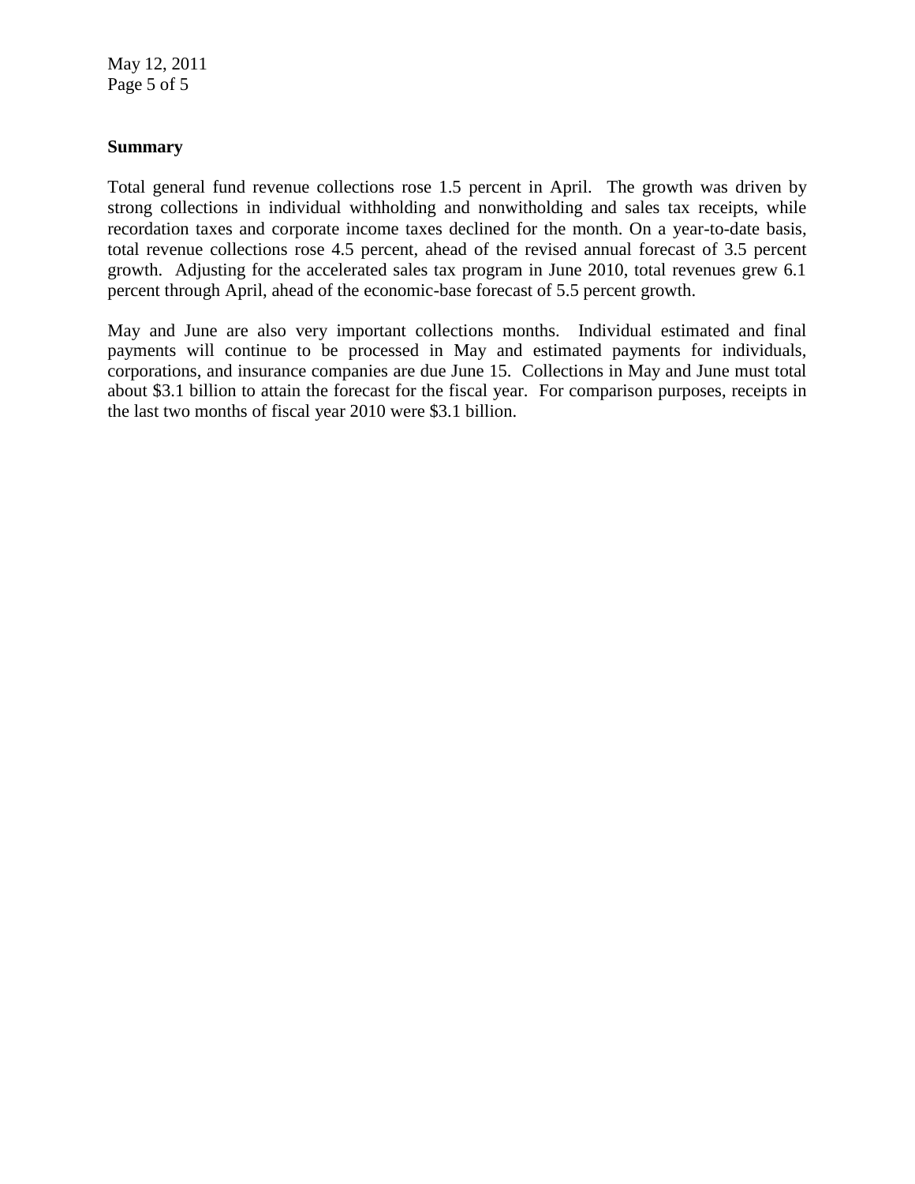**Summary**

Total general fund revenue collections rose 1.5 percent in April. The growth was driven by strong collections in individual withholding and nonwitholding and sales tax receipts, while recordation taxes and corporate income taxes declined for the month. On a year-to-date basis, total revenue collections rose 4.5 percent, ahead of the revised annual forecast of 3.5 percent growth. Adjusting for the accelerated sales tax program in June 2010, total revenues grew 6.1 percent through April, ahead of the economic-base forecast of 5.5 percent growth.

May and June are also very important collections months. Individual estimated and final payments will continue to be processed in May and estimated payments for individuals, corporations, and insurance companies are due June 15. Collections in May and June must total about $3.1 billion to attain the forecast for the fiscal year. For comparison purposes, receipts in the last two months of fiscal year 2010 were $3.1 billion.